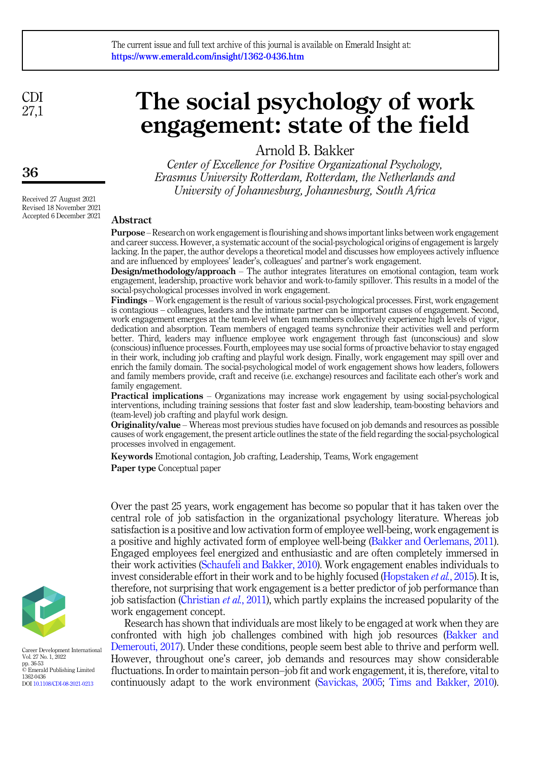# The social psychology of work engagement: state of the field

Arnold B. Bakker

*Center of Excellence for Positive Organizational Psychology, Erasmus University Rotterdam, Rotterdam, the Netherlands and University of Johannesburg, Johannesburg, South Africa*

Received 27 August 2021
Revised 18 November 2021
Accepted 6 December 2021

## Abstract

**Purpose** – Research on work engagement is flourishing and shows important links between work engagement and career success. However, a systematic account of the social-psychological origins of engagement is largely lacking. In the paper, the author develops a theoretical model and discusses how employees actively influence and are influenced by employees' leader's, colleagues' and partner's work engagement.

**Design/methodology/approach** – The author integrates literatures on emotional contagion, team work engagement, leadership, proactive work behavior and work-to-family spillover. This results in a model of the social-psychological processes involved in work engagement.

**Findings** – Work engagement is the result of various social-psychological processes. First, work engagement is contagious – colleagues, leaders and the intimate partner can be important causes of engagement. Second, work engagement emerges at the team-level when team members collectively experience high levels of vigor, dedication and absorption. Team members of engaged teams synchronize their activities well and perform better. Third, leaders may influence employee work engagement through fast (unconscious) and slow (conscious) influence processes. Fourth, employees may use social forms of proactive behavior to stay engaged in their work, including job crafting and playful work design. Finally, work engagement may spill over and enrich the family domain. The social-psychological model of work engagement shows how leaders, followers and family members provide, craft and receive (i.e. exchange) resources and facilitate each other's work and family engagement.

**Practical implications** – Organizations may increase work engagement by using social-psychological interventions, including training sessions that foster fast and slow leadership, team-boosting behaviors and (team-level) job crafting and playful work design.

**Originality/value** – Whereas most previous studies have focused on job demands and resources as possible causes of work engagement, the present article outlines the state of the field regarding the social-psychological processes involved in engagement.

**Keywords** Emotional contagion, Job crafting, Leadership, Teams, Work engagement

**Paper type** Conceptual paper

Over the past 25 years, work engagement has become so popular that it has taken over the central role of job satisfaction in the organizational psychology literature. Whereas job satisfaction is a positive and low activation form of employee well-being, work engagement is a positive and highly activated form of employee well-being (Bakker and Oerlemans, 2011). Engaged employees feel energized and enthusiastic and are often completely immersed in their work activities (Schaufeli and Bakker, 2010). Work engagement enables individuals to invest considerable effort in their work and to be highly focused (Hopstaken *et al.*, 2015). It is, therefore, not surprising that work engagement is a better predictor of job performance than job satisfaction (Christian *et al.*, 2011), which partly explains the increased popularity of the work engagement concept.

Research has shown that individuals are most likely to be engaged at work when they are confronted with high job challenges combined with high job resources (Bakker and Demerouti, 2017). Under these conditions, people seem best able to thrive and perform well. However, throughout one's career, job demands and resources may show considerable fluctuations. In order to maintain person–job fit and work engagement, it is, therefore, vital to continuously adapt to the work environment (Savickas, 2005; Tims and Bakker, 2010).

Career Development International
Vol. 27 No. 1, 2022
pp. 36-53
© Emerald Publishing Limited
1362-0436
DOI 10.1108/CDI-08-2021-0213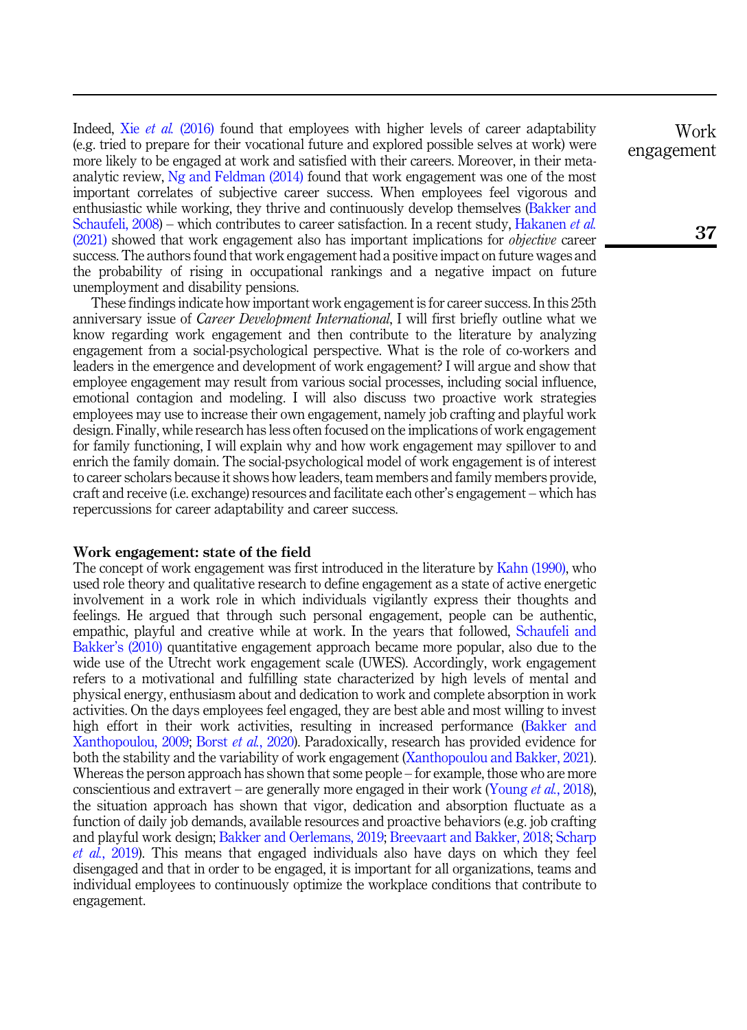Indeed, Xie *et al.* (2016) found that employees with higher levels of career adaptability (e.g. tried to prepare for their vocational future and explored possible selves at work) were more likely to be engaged at work and satisfied with their careers. Moreover, in their meta-analytic review, Ng and Feldman (2014) found that work engagement was one of the most important correlates of subjective career success. When employees feel vigorous and enthusiastic while working, they thrive and continuously develop themselves (Bakker and Schaufeli, 2008) – which contributes to career satisfaction. In a recent study, Hakanen *et al.* (2021) showed that work engagement also has important implications for *objective* career success. The authors found that work engagement had a positive impact on future wages and the probability of rising in occupational rankings and a negative impact on future unemployment and disability pensions.

These findings indicate how important work engagement is for career success. In this 25th anniversary issue of *Career Development International*, I will first briefly outline what we know regarding work engagement and then contribute to the literature by analyzing engagement from a social-psychological perspective. What is the role of co-workers and leaders in the emergence and development of work engagement? I will argue and show that employee engagement may result from various social processes, including social influence, emotional contagion and modeling. I will also discuss two proactive work strategies employees may use to increase their own engagement, namely job crafting and playful work design. Finally, while research has less often focused on the implications of work engagement for family functioning, I will explain why and how work engagement may spillover to and enrich the family domain. The social-psychological model of work engagement is of interest to career scholars because it shows how leaders, team members and family members provide, craft and receive (i.e. exchange) resources and facilitate each other's engagement – which has repercussions for career adaptability and career success.

## Work engagement: state of the field

The concept of work engagement was first introduced in the literature by Kahn (1990), who used role theory and qualitative research to define engagement as a state of active energetic involvement in a work role in which individuals vigilantly express their thoughts and feelings. He argued that through such personal engagement, people can be authentic, empathic, playful and creative while at work. In the years that followed, Schaufeli and Bakker's (2010) quantitative engagement approach became more popular, also due to the wide use of the Utrecht work engagement scale (UWES). Accordingly, work engagement refers to a motivational and fulfilling state characterized by high levels of mental and physical energy, enthusiasm about and dedication to work and complete absorption in work activities. On the days employees feel engaged, they are best able and most willing to invest high effort in their work activities, resulting in increased performance (Bakker and Xanthopoulou, 2009; Borst *et al.*, 2020). Paradoxically, research has provided evidence for both the stability and the variability of work engagement (Xanthopoulou and Bakker, 2021). Whereas the person approach has shown that some people – for example, those who are more conscientious and extravert – are generally more engaged in their work (Young *et al.*, 2018), the situation approach has shown that vigor, dedication and absorption fluctuate as a function of daily job demands, available resources and proactive behaviors (e.g. job crafting and playful work design; Bakker and Oerlemans, 2019; Breevaart and Bakker, 2018; Scharp *et al.*, 2019). This means that engaged individuals also have days on which they feel disengaged and that in order to be engaged, it is important for all organizations, teams and individual employees to continuously optimize the workplace conditions that contribute to engagement.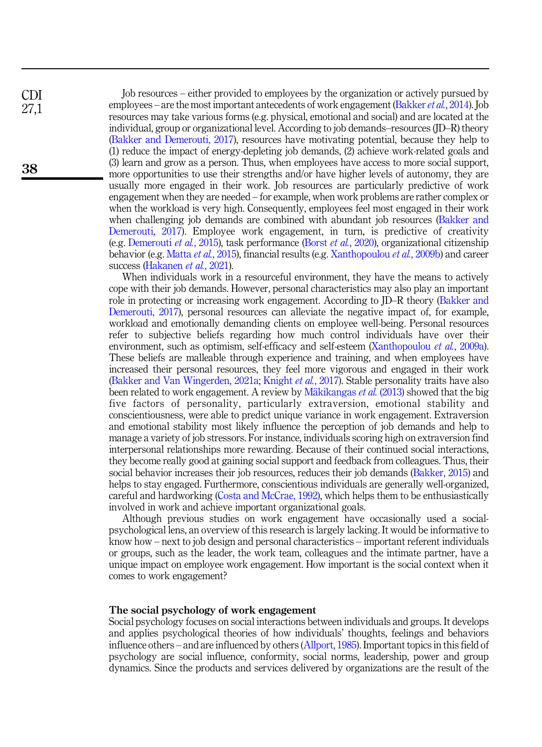Job resources – either provided to employees by the organization or actively pursued by employees – are the most important antecedents of work engagement (Bakker *et al.*, 2014). Job resources may take various forms (e.g. physical, emotional and social) and are located at the individual, group or organizational level. According to job demands–resources (JD–R) theory (Bakker and Demerouti, 2017), resources have motivating potential, because they help to (1) reduce the impact of energy-depleting job demands, (2) achieve work-related goals and (3) learn and grow as a person. Thus, when employees have access to more social support, more opportunities to use their strengths and/or have higher levels of autonomy, they are usually more engaged in their work. Job resources are particularly predictive of work engagement when they are needed – for example, when work problems are rather complex or when the workload is very high. Consequently, employees feel most engaged in their work when challenging job demands are combined with abundant job resources (Bakker and Demerouti, 2017). Employee work engagement, in turn, is predictive of creativity (e.g. Demerouti *et al.*, 2015), task performance (Borst *et al.*, 2020), organizational citizenship behavior (e.g. Matta *et al.*, 2015), financial results (e.g. Xanthopoulou *et al.*, 2009b) and career success (Hakanen *et al.*, 2021).

When individuals work in a resourceful environment, they have the means to actively cope with their job demands. However, personal characteristics may also play an important role in protecting or increasing work engagement. According to JD–R theory (Bakker and Demerouti, 2017), personal resources can alleviate the negative impact of, for example, workload and emotionally demanding clients on employee well-being. Personal resources refer to subjective beliefs regarding how much control individuals have over their environment, such as optimism, self-efficacy and self-esteem (Xanthopoulou *et al.*, 2009a). These beliefs are malleable through experience and training, and when employees have increased their personal resources, they feel more vigorous and engaged in their work (Bakker and Van Wingerden, 2021a; Knight *et al.*, 2017). Stable personality traits have also been related to work engagement. A review by Mäkikangas *et al.* (2013) showed that the big five factors of personality, particularly extraversion, emotional stability and conscientiousness, were able to predict unique variance in work engagement. Extraversion and emotional stability most likely influence the perception of job demands and help to manage a variety of job stressors. For instance, individuals scoring high on extraversion find interpersonal relationships more rewarding. Because of their continued social interactions, they become really good at gaining social support and feedback from colleagues. Thus, their social behavior increases their job resources, reduces their job demands (Bakker, 2015) and helps to stay engaged. Furthermore, conscientious individuals are generally well-organized, careful and hardworking (Costa and McCrae, 1992), which helps them to be enthusiastically involved in work and achieve important organizational goals.

Although previous studies on work engagement have occasionally used a social-psychological lens, an overview of this research is largely lacking. It would be informative to know how – next to job design and personal characteristics – important referent individuals or groups, such as the leader, the work team, colleagues and the intimate partner, have a unique impact on employee work engagement. How important is the social context when it comes to work engagement?

## The social psychology of work engagement

Social psychology focuses on social interactions between individuals and groups. It develops and applies psychological theories of how individuals' thoughts, feelings and behaviors influence others – and are influenced by others (Allport, 1985). Important topics in this field of psychology are social influence, conformity, social norms, leadership, power and group dynamics. Since the products and services delivered by organizations are the result of the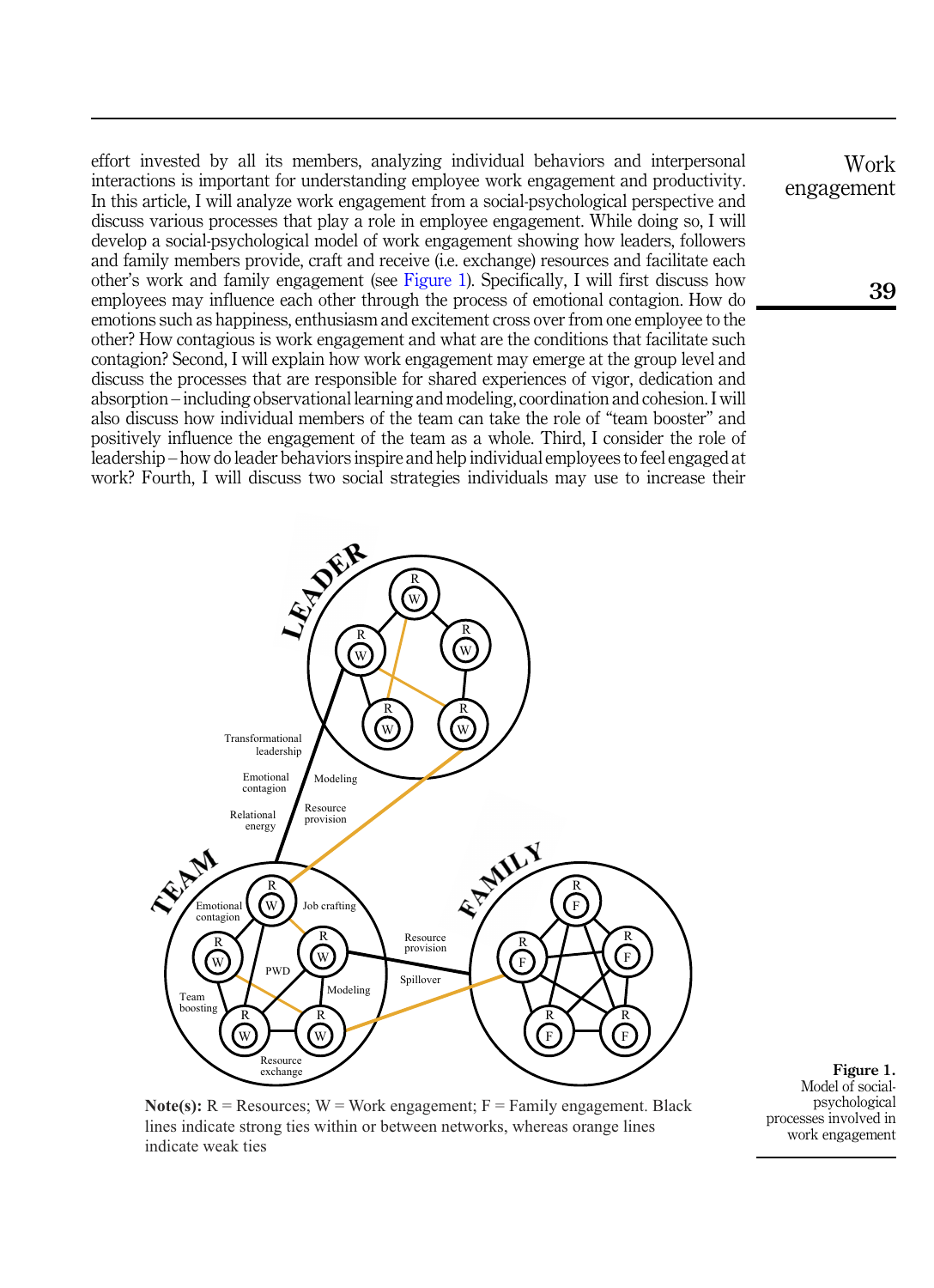effort invested by all its members, analyzing individual behaviors and interpersonal interactions is important for understanding employee work engagement and productivity. In this article, I will analyze work engagement from a social-psychological perspective and discuss various processes that play a role in employee engagement. While doing so, I will develop a social-psychological model of work engagement showing how leaders, followers and family members provide, craft and receive (i.e. exchange) resources and facilitate each other's work and family engagement (see Figure 1). Specifically, I will first discuss how employees may influence each other through the process of emotional contagion. How do emotions such as happiness, enthusiasm and excitement cross over from one employee to the other? How contagious is work engagement and what are the conditions that facilitate such contagion? Second, I will explain how work engagement may emerge at the group level and discuss the processes that are responsible for shared experiences of vigor, dedication and absorption – including observational learning and modeling, coordination and cohesion. I will also discuss how individual members of the team can take the role of "team booster" and positively influence the engagement of the team as a whole. Third, I consider the role of leadership – how do leader behaviors inspire and help individual employees to feel engaged at work? Fourth, I will discuss two social strategies individuals may use to increase their

**Note(s):** R = Resources; W = Work engagement; F = Family engagement. Black lines indicate strong ties within or between networks, whereas orange lines indicate weak ties

**Figure 1.** Model of social-psychological processes involved in work engagement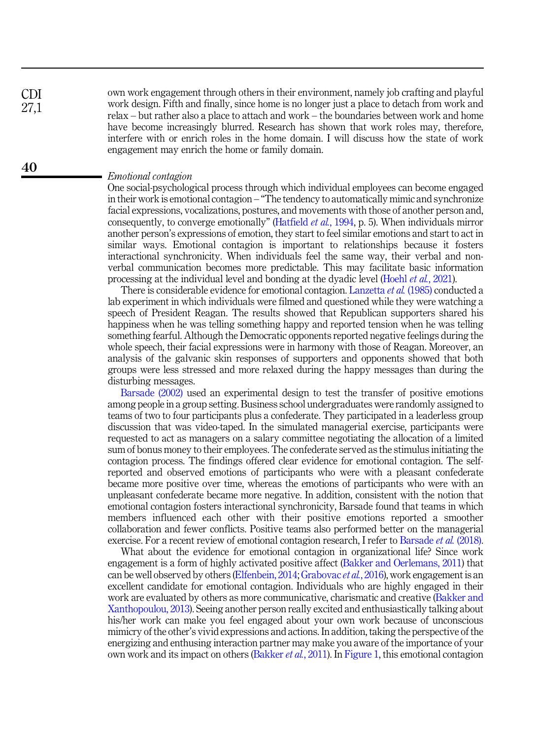own work engagement through others in their environment, namely job crafting and playful work design. Fifth and finally, since home is no longer just a place to detach from work and relax – but rather also a place to attach and work – the boundaries between work and home have become increasingly blurred. Research has shown that work roles may, therefore, interfere with or enrich roles in the home domain. I will discuss how the state of work engagement may enrich the home or family domain.

### *Emotional contagion*

One social-psychological process through which individual employees can become engaged in their work is emotional contagion – "The tendency to automatically mimic and synchronize facial expressions, vocalizations, postures, and movements with those of another person and, consequently, to converge emotionally" (Hatfield *et al.*, 1994, p. 5). When individuals mirror another person's expressions of emotion, they start to feel similar emotions and start to act in similar ways. Emotional contagion is important to relationships because it fosters interactional synchronicity. When individuals feel the same way, their verbal and non-verbal communication becomes more predictable. This may facilitate basic information processing at the individual level and bonding at the dyadic level (Hoehl *et al.*, 2021).

There is considerable evidence for emotional contagion. Lanzetta *et al.* (1985) conducted a lab experiment in which individuals were filmed and questioned while they were watching a speech of President Reagan. The results showed that Republican supporters shared his happiness when he was telling something happy and reported tension when he was telling something fearful. Although the Democratic opponents reported negative feelings during the whole speech, their facial expressions were in harmony with those of Reagan. Moreover, an analysis of the galvanic skin responses of supporters and opponents showed that both groups were less stressed and more relaxed during the happy messages than during the disturbing messages.

Barsade (2002) used an experimental design to test the transfer of positive emotions among people in a group setting. Business school undergraduates were randomly assigned to teams of two to four participants plus a confederate. They participated in a leaderless group discussion that was video-taped. In the simulated managerial exercise, participants were requested to act as managers on a salary committee negotiating the allocation of a limited sum of bonus money to their employees. The confederate served as the stimulus initiating the contagion process. The findings offered clear evidence for emotional contagion. The self-reported and observed emotions of participants who were with a pleasant confederate became more positive over time, whereas the emotions of participants who were with an unpleasant confederate became more negative. In addition, consistent with the notion that emotional contagion fosters interactional synchronicity, Barsade found that teams in which members influenced each other with their positive emotions reported a smoother collaboration and fewer conflicts. Positive teams also performed better on the managerial exercise. For a recent review of emotional contagion research, I refer to Barsade *et al.* (2018).

What about the evidence for emotional contagion in organizational life? Since work engagement is a form of highly activated positive affect (Bakker and Oerlemans, 2011) that can be well observed by others (Elfenbein, 2014; Grabovac *et al.*, 2016), work engagement is an excellent candidate for emotional contagion. Individuals who are highly engaged in their work are evaluated by others as more communicative, charismatic and creative (Bakker and Xanthopoulou, 2013). Seeing another person really excited and enthusiastically talking about his/her work can make you feel engaged about your own work because of unconscious mimicry of the other's vivid expressions and actions. In addition, taking the perspective of the energizing and enthusing interaction partner may make you aware of the importance of your own work and its impact on others (Bakker *et al.*, 2011). In Figure 1, this emotional contagion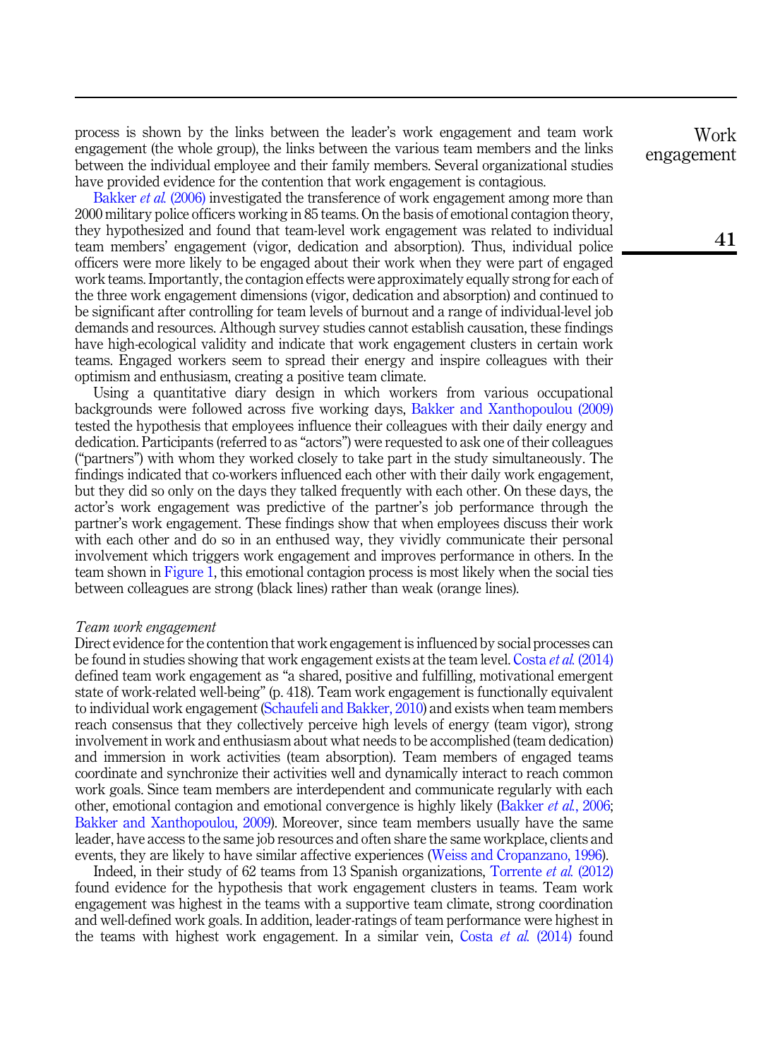process is shown by the links between the leader's work engagement and team work engagement (the whole group), the links between the various team members and the links between the individual employee and their family members. Several organizational studies have provided evidence for the contention that work engagement is contagious.

Bakker *et al.* (2006) investigated the transference of work engagement among more than 2000 military police officers working in 85 teams. On the basis of emotional contagion theory, they hypothesized and found that team-level work engagement was related to individual team members' engagement (vigor, dedication and absorption). Thus, individual police officers were more likely to be engaged about their work when they were part of engaged work teams. Importantly, the contagion effects were approximately equally strong for each of the three work engagement dimensions (vigor, dedication and absorption) and continued to be significant after controlling for team levels of burnout and a range of individual-level job demands and resources. Although survey studies cannot establish causation, these findings have high-ecological validity and indicate that work engagement clusters in certain work teams. Engaged workers seem to spread their energy and inspire colleagues with their optimism and enthusiasm, creating a positive team climate.

Using a quantitative diary design in which workers from various occupational backgrounds were followed across five working days, Bakker and Xanthopoulou (2009) tested the hypothesis that employees influence their colleagues with their daily energy and dedication. Participants (referred to as "actors") were requested to ask one of their colleagues ("partners") with whom they worked closely to take part in the study simultaneously. The findings indicated that co-workers influenced each other with their daily work engagement, but they did so only on the days they talked frequently with each other. On these days, the actor's work engagement was predictive of the partner's job performance through the partner's work engagement. These findings show that when employees discuss their work with each other and do so in an enthused way, they vividly communicate their personal involvement which triggers work engagement and improves performance in others. In the team shown in Figure 1, this emotional contagion process is most likely when the social ties between colleagues are strong (black lines) rather than weak (orange lines).

### *Team work engagement*

Direct evidence for the contention that work engagement is influenced by social processes can be found in studies showing that work engagement exists at the team level. Costa *et al.* (2014) defined team work engagement as "a shared, positive and fulfilling, motivational emergent state of work-related well-being" (p. 418). Team work engagement is functionally equivalent to individual work engagement (Schaufeli and Bakker, 2010) and exists when team members reach consensus that they collectively perceive high levels of energy (team vigor), strong involvement in work and enthusiasm about what needs to be accomplished (team dedication) and immersion in work activities (team absorption). Team members of engaged teams coordinate and synchronize their activities well and dynamically interact to reach common work goals. Since team members are interdependent and communicate regularly with each other, emotional contagion and emotional convergence is highly likely (Bakker *et al.*, 2006; Bakker and Xanthopoulou, 2009). Moreover, since team members usually have the same leader, have access to the same job resources and often share the same workplace, clients and events, they are likely to have similar affective experiences (Weiss and Cropanzano, 1996).

Indeed, in their study of 62 teams from 13 Spanish organizations, Torrente *et al.* (2012) found evidence for the hypothesis that work engagement clusters in teams. Team work engagement was highest in the teams with a supportive team climate, strong coordination and well-defined work goals. In addition, leader-ratings of team performance were highest in the teams with highest work engagement. In a similar vein, Costa *et al.* (2014) found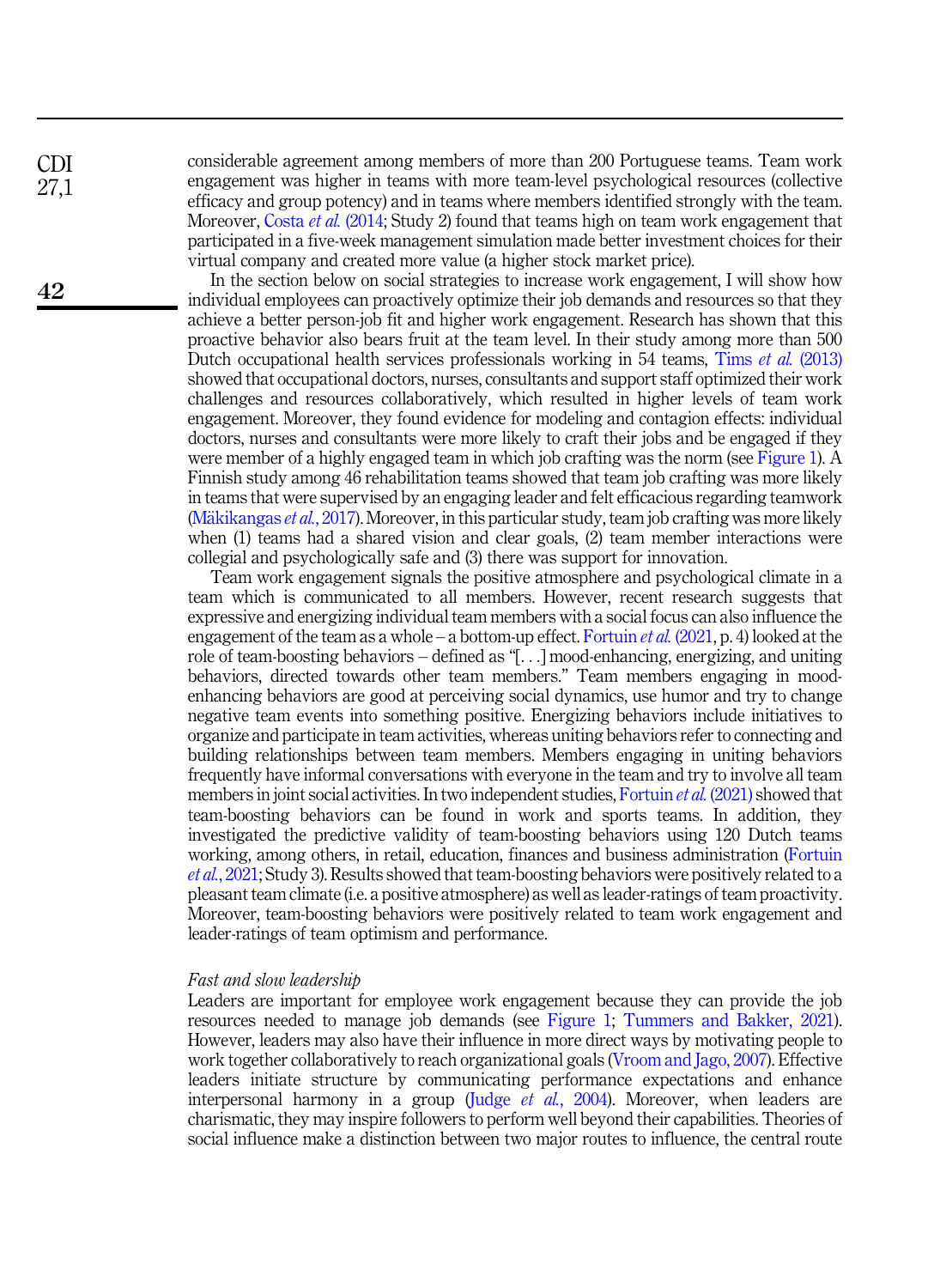considerable agreement among members of more than 200 Portuguese teams. Team work engagement was higher in teams with more team-level psychological resources (collective efficacy and group potency) and in teams where members identified strongly with the team. Moreover, Costa *et al.* (2014; Study 2) found that teams high on team work engagement that participated in a five-week management simulation made better investment choices for their virtual company and created more value (a higher stock market price).

In the section below on social strategies to increase work engagement, I will show how individual employees can proactively optimize their job demands and resources so that they achieve a better person-job fit and higher work engagement. Research has shown that this proactive behavior also bears fruit at the team level. In their study among more than 500 Dutch occupational health services professionals working in 54 teams, Tims *et al.* (2013) showed that occupational doctors, nurses, consultants and support staff optimized their work challenges and resources collaboratively, which resulted in higher levels of team work engagement. Moreover, they found evidence for modeling and contagion effects: individual doctors, nurses and consultants were more likely to craft their jobs and be engaged if they were member of a highly engaged team in which job crafting was the norm (see Figure 1). A Finnish study among 46 rehabilitation teams showed that team job crafting was more likely in teams that were supervised by an engaging leader and felt efficacious regarding teamwork (Mäkikangas *et al.*, 2017). Moreover, in this particular study, team job crafting was more likely when (1) teams had a shared vision and clear goals, (2) team member interactions were collegial and psychologically safe and (3) there was support for innovation.

Team work engagement signals the positive atmosphere and psychological climate in a team which is communicated to all members. However, recent research suggests that expressive and energizing individual team members with a social focus can also influence the engagement of the team as a whole – a bottom-up effect. Fortuin *et al.* (2021, p. 4) looked at the role of team-boosting behaviors – defined as "[. . .] mood-enhancing, energizing, and uniting behaviors, directed towards other team members." Team members engaging in mood-enhancing behaviors are good at perceiving social dynamics, use humor and try to change negative team events into something positive. Energizing behaviors include initiatives to organize and participate in team activities, whereas uniting behaviors refer to connecting and building relationships between team members. Members engaging in uniting behaviors frequently have informal conversations with everyone in the team and try to involve all team members in joint social activities. In two independent studies, Fortuin *et al.* (2021) showed that team-boosting behaviors can be found in work and sports teams. In addition, they investigated the predictive validity of team-boosting behaviors using 120 Dutch teams working, among others, in retail, education, finances and business administration (Fortuin *et al.*, 2021; Study 3). Results showed that team-boosting behaviors were positively related to a pleasant team climate (i.e. a positive atmosphere) as well as leader-ratings of team proactivity. Moreover, team-boosting behaviors were positively related to team work engagement and leader-ratings of team optimism and performance.

### *Fast and slow leadership*

Leaders are important for employee work engagement because they can provide the job resources needed to manage job demands (see Figure 1; Tummers and Bakker, 2021). However, leaders may also have their influence in more direct ways by motivating people to work together collaboratively to reach organizational goals (Vroom and Jago, 2007). Effective leaders initiate structure by communicating performance expectations and enhance interpersonal harmony in a group (Judge *et al.*, 2004). Moreover, when leaders are charismatic, they may inspire followers to perform well beyond their capabilities. Theories of social influence make a distinction between two major routes to influence, the central route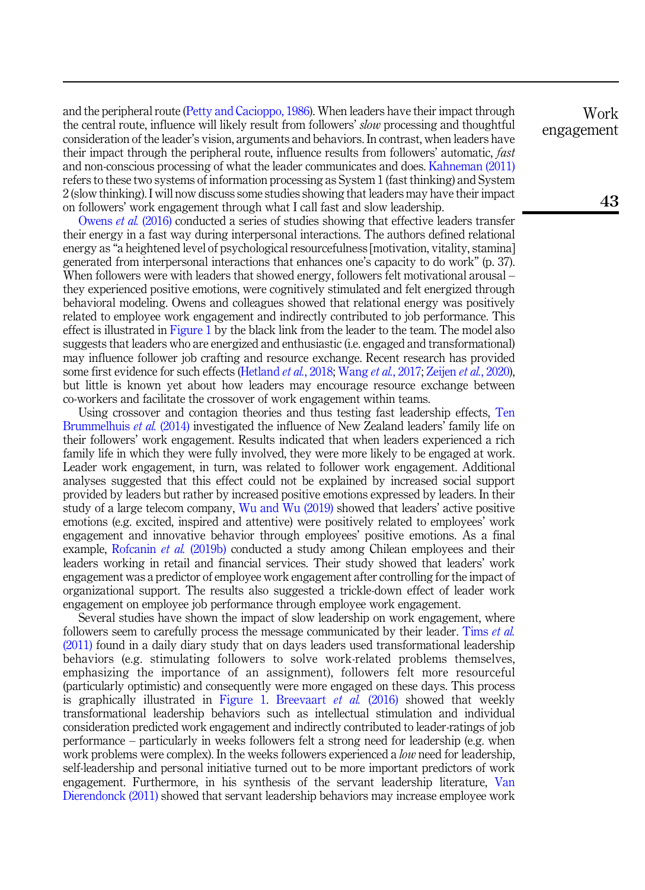and the peripheral route (Petty and Cacioppo, 1986). When leaders have their impact through the central route, influence will likely result from followers' *slow* processing and thoughtful consideration of the leader's vision, arguments and behaviors. In contrast, when leaders have their impact through the peripheral route, influence results from followers' automatic, *fast* and non-conscious processing of what the leader communicates and does. Kahneman (2011) refers to these two systems of information processing as System 1 (fast thinking) and System 2 (slow thinking). I will now discuss some studies showing that leaders may have their impact on followers' work engagement through what I call fast and slow leadership.

Owens *et al.* (2016) conducted a series of studies showing that effective leaders transfer their energy in a fast way during interpersonal interactions. The authors defined relational energy as "a heightened level of psychological resourcefulness [motivation, vitality, stamina] generated from interpersonal interactions that enhances one's capacity to do work" (p. 37). When followers were with leaders that showed energy, followers felt motivational arousal – they experienced positive emotions, were cognitively stimulated and felt energized through behavioral modeling. Owens and colleagues showed that relational energy was positively related to employee work engagement and indirectly contributed to job performance. This effect is illustrated in Figure 1 by the black link from the leader to the team. The model also suggests that leaders who are energized and enthusiastic (i.e. engaged and transformational) may influence follower job crafting and resource exchange. Recent research has provided some first evidence for such effects (Hetland *et al.*, 2018; Wang *et al.*, 2017; Zeijen *et al.*, 2020), but little is known yet about how leaders may encourage resource exchange between co-workers and facilitate the crossover of work engagement within teams.

Using crossover and contagion theories and thus testing fast leadership effects, Ten Brummelhuis *et al.* (2014) investigated the influence of New Zealand leaders' family life on their followers' work engagement. Results indicated that when leaders experienced a rich family life in which they were fully involved, they were more likely to be engaged at work. Leader work engagement, in turn, was related to follower work engagement. Additional analyses suggested that this effect could not be explained by increased social support provided by leaders but rather by increased positive emotions expressed by leaders. In their study of a large telecom company, Wu and Wu (2019) showed that leaders' active positive emotions (e.g. excited, inspired and attentive) were positively related to employees' work engagement and innovative behavior through employees' positive emotions. As a final example, Rofcanin *et al.* (2019b) conducted a study among Chilean employees and their leaders working in retail and financial services. Their study showed that leaders' work engagement was a predictor of employee work engagement after controlling for the impact of organizational support. The results also suggested a trickle-down effect of leader work engagement on employee job performance through employee work engagement.

Several studies have shown the impact of slow leadership on work engagement, where followers seem to carefully process the message communicated by their leader. Tims *et al.* (2011) found in a daily diary study that on days leaders used transformational leadership behaviors (e.g. stimulating followers to solve work-related problems themselves, emphasizing the importance of an assignment), followers felt more resourceful (particularly optimistic) and consequently were more engaged on these days. This process is graphically illustrated in Figure 1. Breevaart *et al.* (2016) showed that weekly transformational leadership behaviors such as intellectual stimulation and individual consideration predicted work engagement and indirectly contributed to leader-ratings of job performance – particularly in weeks followers felt a strong need for leadership (e.g. when work problems were complex). In the weeks followers experienced a *low* need for leadership, self-leadership and personal initiative turned out to be more important predictors of work engagement. Furthermore, in his synthesis of the servant leadership literature, Van Dierendonck (2011) showed that servant leadership behaviors may increase employee work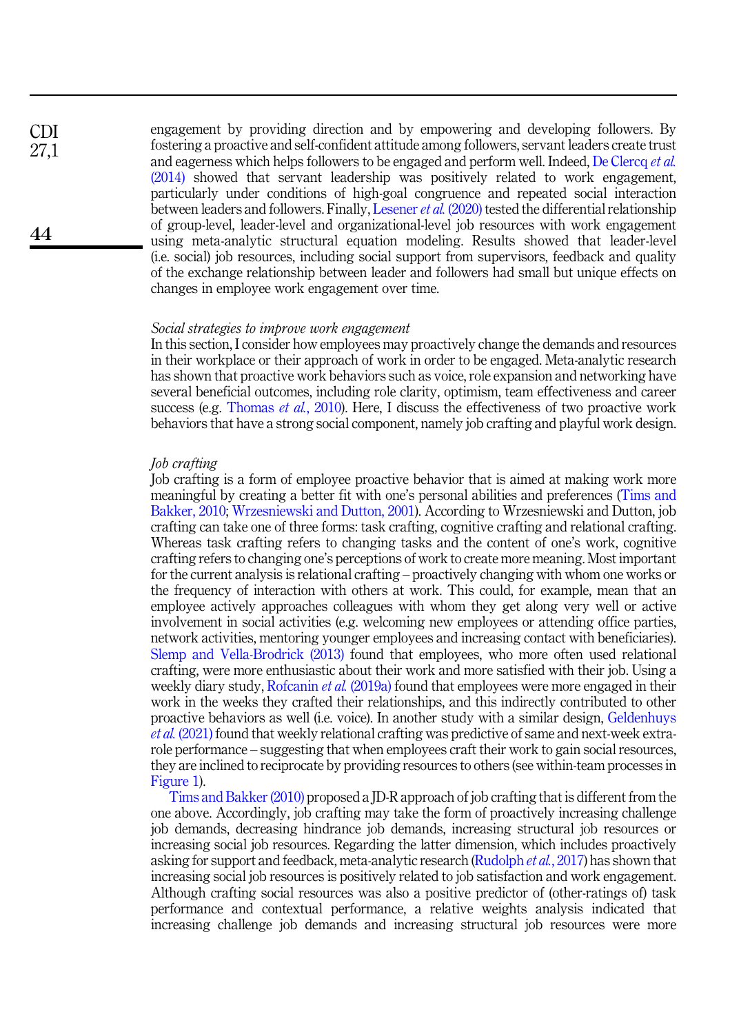engagement by providing direction and by empowering and developing followers. By fostering a proactive and self-confident attitude among followers, servant leaders create trust and eagerness which helps followers to be engaged and perform well. Indeed, De Clercq *et al.* (2014) showed that servant leadership was positively related to work engagement, particularly under conditions of high-goal congruence and repeated social interaction between leaders and followers. Finally, Lesener *et al.* (2020) tested the differential relationship of group-level, leader-level and organizational-level job resources with work engagement using meta-analytic structural equation modeling. Results showed that leader-level (i.e. social) job resources, including social support from supervisors, feedback and quality of the exchange relationship between leader and followers had small but unique effects on changes in employee work engagement over time.

### *Social strategies to improve work engagement*

In this section, I consider how employees may proactively change the demands and resources in their workplace or their approach of work in order to be engaged. Meta-analytic research has shown that proactive work behaviors such as voice, role expansion and networking have several beneficial outcomes, including role clarity, optimism, team effectiveness and career success (e.g. Thomas *et al.*, 2010). Here, I discuss the effectiveness of two proactive work behaviors that have a strong social component, namely job crafting and playful work design.

### *Job crafting*

Job crafting is a form of employee proactive behavior that is aimed at making work more meaningful by creating a better fit with one's personal abilities and preferences (Tims and Bakker, 2010; Wrzesniewski and Dutton, 2001). According to Wrzesniewski and Dutton, job crafting can take one of three forms: task crafting, cognitive crafting and relational crafting. Whereas task crafting refers to changing tasks and the content of one's work, cognitive crafting refers to changing one's perceptions of work to create more meaning. Most important for the current analysis is relational crafting – proactively changing with whom one works or the frequency of interaction with others at work. This could, for example, mean that an employee actively approaches colleagues with whom they get along very well or active involvement in social activities (e.g. welcoming new employees or attending office parties, network activities, mentoring younger employees and increasing contact with beneficiaries). Slemp and Vella-Brodrick (2013) found that employees, who more often used relational crafting, were more enthusiastic about their work and more satisfied with their job. Using a weekly diary study, Rofcanin *et al.* (2019a) found that employees were more engaged in their work in the weeks they crafted their relationships, and this indirectly contributed to other proactive behaviors as well (i.e. voice). In another study with a similar design, Geldenhuys *et al.* (2021) found that weekly relational crafting was predictive of same and next-week extra-role performance – suggesting that when employees craft their work to gain social resources, they are inclined to reciprocate by providing resources to others (see within-team processes in Figure 1).

Tims and Bakker (2010) proposed a JD-R approach of job crafting that is different from the one above. Accordingly, job crafting may take the form of proactively increasing challenge job demands, decreasing hindrance job demands, increasing structural job resources or increasing social job resources. Regarding the latter dimension, which includes proactively asking for support and feedback, meta-analytic research (Rudolph *et al.*, 2017) has shown that increasing social job resources is positively related to job satisfaction and work engagement. Although crafting social resources was also a positive predictor of (other-ratings of) task performance and contextual performance, a relative weights analysis indicated that increasing challenge job demands and increasing structural job resources were more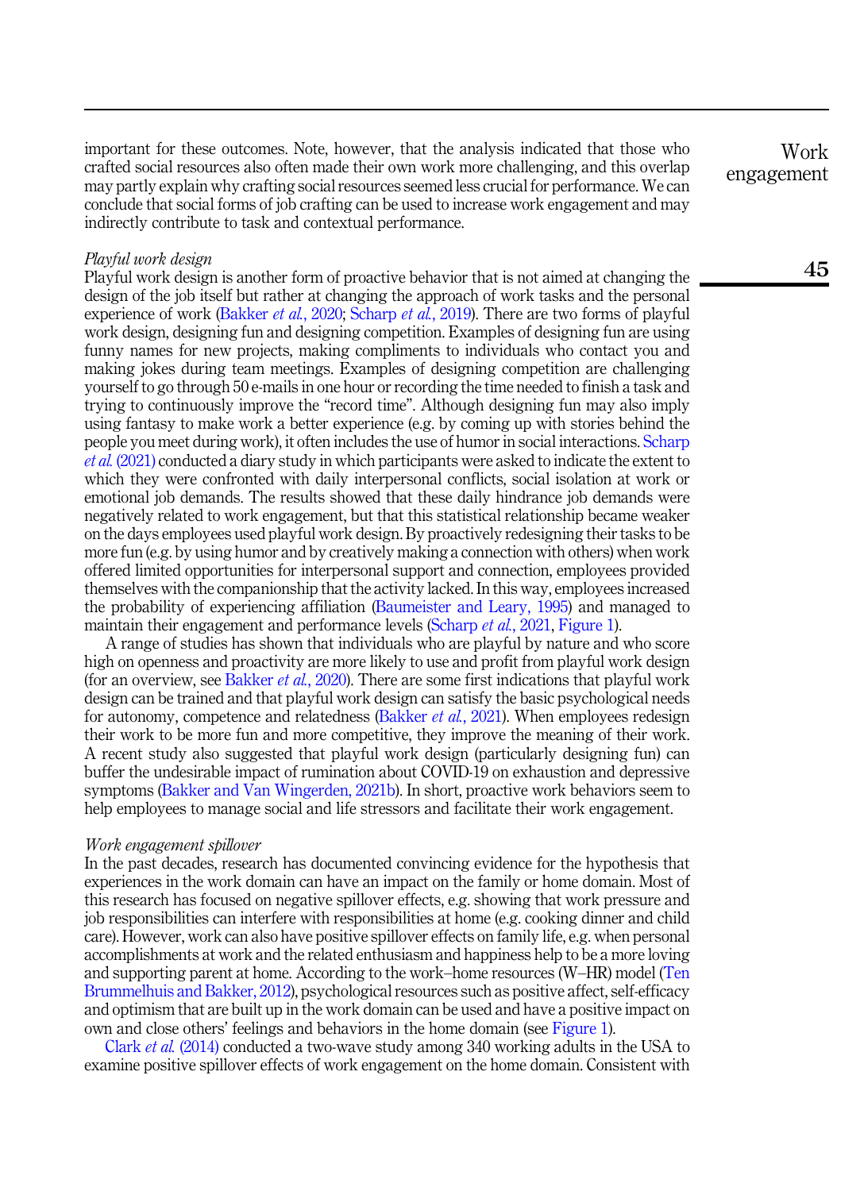important for these outcomes. Note, however, that the analysis indicated that those who crafted social resources also often made their own work more challenging, and this overlap may partly explain why crafting social resources seemed less crucial for performance. We can conclude that social forms of job crafting can be used to increase work engagement and may indirectly contribute to task and contextual performance.

### *Playful work design*

Playful work design is another form of proactive behavior that is not aimed at changing the design of the job itself but rather at changing the approach of work tasks and the personal experience of work (Bakker *et al.*, 2020; Scharp *et al.*, 2019). There are two forms of playful work design, designing fun and designing competition. Examples of designing fun are using funny names for new projects, making compliments to individuals who contact you and making jokes during team meetings. Examples of designing competition are challenging yourself to go through 50 e-mails in one hour or recording the time needed to finish a task and trying to continuously improve the "record time". Although designing fun may also imply using fantasy to make work a better experience (e.g. by coming up with stories behind the people you meet during work), it often includes the use of humor in social interactions. Scharp *et al.* (2021) conducted a diary study in which participants were asked to indicate the extent to which they were confronted with daily interpersonal conflicts, social isolation at work or emotional job demands. The results showed that these daily hindrance job demands were negatively related to work engagement, but that this statistical relationship became weaker on the days employees used playful work design. By proactively redesigning their tasks to be more fun (e.g. by using humor and by creatively making a connection with others) when work offered limited opportunities for interpersonal support and connection, employees provided themselves with the companionship that the activity lacked. In this way, employees increased the probability of experiencing affiliation (Baumeister and Leary, 1995) and managed to maintain their engagement and performance levels (Scharp *et al.*, 2021, Figure 1).

A range of studies has shown that individuals who are playful by nature and who score high on openness and proactivity are more likely to use and profit from playful work design (for an overview, see Bakker *et al.*, 2020). There are some first indications that playful work design can be trained and that playful work design can satisfy the basic psychological needs for autonomy, competence and relatedness (Bakker *et al.*, 2021). When employees redesign their work to be more fun and more competitive, they improve the meaning of their work. A recent study also suggested that playful work design (particularly designing fun) can buffer the undesirable impact of rumination about COVID-19 on exhaustion and depressive symptoms (Bakker and Van Wingerden, 2021b). In short, proactive work behaviors seem to help employees to manage social and life stressors and facilitate their work engagement.

### *Work engagement spillover*

In the past decades, research has documented convincing evidence for the hypothesis that experiences in the work domain can have an impact on the family or home domain. Most of this research has focused on negative spillover effects, e.g. showing that work pressure and job responsibilities can interfere with responsibilities at home (e.g. cooking dinner and child care). However, work can also have positive spillover effects on family life, e.g. when personal accomplishments at work and the related enthusiasm and happiness help to be a more loving and supporting parent at home. According to the work–home resources (W–HR) model (Ten Brummelhuis and Bakker, 2012), psychological resources such as positive affect, self-efficacy and optimism that are built up in the work domain can be used and have a positive impact on own and close others' feelings and behaviors in the home domain (see Figure 1).

Clark *et al.* (2014) conducted a two-wave study among 340 working adults in the USA to examine positive spillover effects of work engagement on the home domain. Consistent with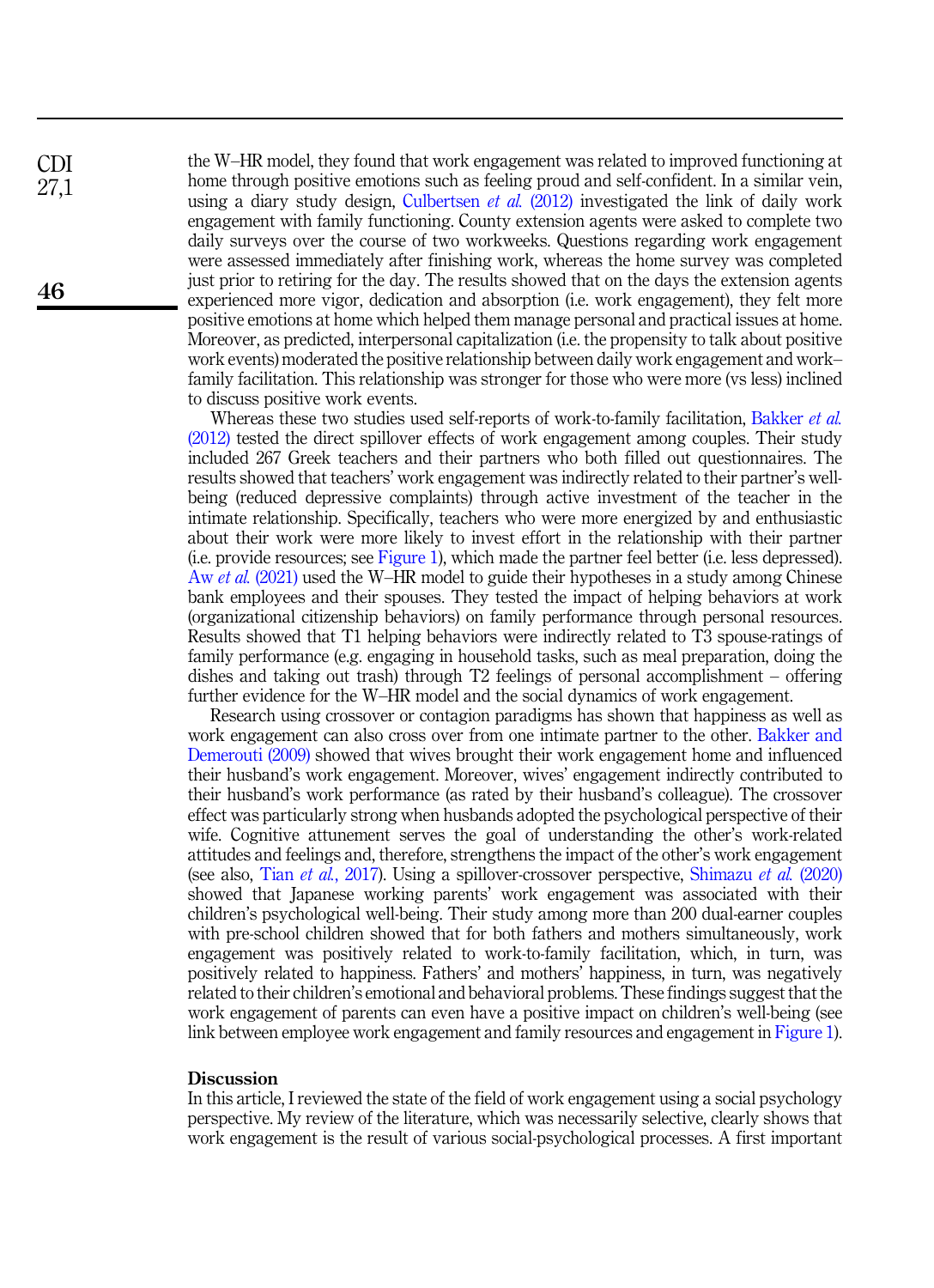the W–HR model, they found that work engagement was related to improved functioning at home through positive emotions such as feeling proud and self-confident. In a similar vein, using a diary study design, Culbertsen *et al.* (2012) investigated the link of daily work engagement with family functioning. County extension agents were asked to complete two daily surveys over the course of two workweeks. Questions regarding work engagement were assessed immediately after finishing work, whereas the home survey was completed just prior to retiring for the day. The results showed that on the days the extension agents experienced more vigor, dedication and absorption (i.e. work engagement), they felt more positive emotions at home which helped them manage personal and practical issues at home. Moreover, as predicted, interpersonal capitalization (i.e. the propensity to talk about positive work events) moderated the positive relationship between daily work engagement and work–family facilitation. This relationship was stronger for those who were more (vs less) inclined to discuss positive work events.

Whereas these two studies used self-reports of work-to-family facilitation, Bakker *et al.* (2012) tested the direct spillover effects of work engagement among couples. Their study included 267 Greek teachers and their partners who both filled out questionnaires. The results showed that teachers' work engagement was indirectly related to their partner's well-being (reduced depressive complaints) through active investment of the teacher in the intimate relationship. Specifically, teachers who were more energized by and enthusiastic about their work were more likely to invest effort in the relationship with their partner (i.e. provide resources; see Figure 1), which made the partner feel better (i.e. less depressed). Aw *et al.* (2021) used the W–HR model to guide their hypotheses in a study among Chinese bank employees and their spouses. They tested the impact of helping behaviors at work (organizational citizenship behaviors) on family performance through personal resources. Results showed that T1 helping behaviors were indirectly related to T3 spouse-ratings of family performance (e.g. engaging in household tasks, such as meal preparation, doing the dishes and taking out trash) through T2 feelings of personal accomplishment – offering further evidence for the W–HR model and the social dynamics of work engagement.

Research using crossover or contagion paradigms has shown that happiness as well as work engagement can also cross over from one intimate partner to the other. Bakker and Demerouti (2009) showed that wives brought their work engagement home and influenced their husband's work engagement. Moreover, wives' engagement indirectly contributed to their husband's work performance (as rated by their husband's colleague). The crossover effect was particularly strong when husbands adopted the psychological perspective of their wife. Cognitive attunement serves the goal of understanding the other's work-related attitudes and feelings and, therefore, strengthens the impact of the other's work engagement (see also, Tian *et al.*, 2017). Using a spillover-crossover perspective, Shimazu *et al.* (2020) showed that Japanese working parents' work engagement was associated with their children's psychological well-being. Their study among more than 200 dual-earner couples with pre-school children showed that for both fathers and mothers simultaneously, work engagement was positively related to work-to-family facilitation, which, in turn, was positively related to happiness. Fathers' and mothers' happiness, in turn, was negatively related to their children's emotional and behavioral problems. These findings suggest that the work engagement of parents can even have a positive impact on children's well-being (see link between employee work engagement and family resources and engagement in Figure 1).

## Discussion

In this article, I reviewed the state of the field of work engagement using a social psychology perspective. My review of the literature, which was necessarily selective, clearly shows that work engagement is the result of various social-psychological processes. A first important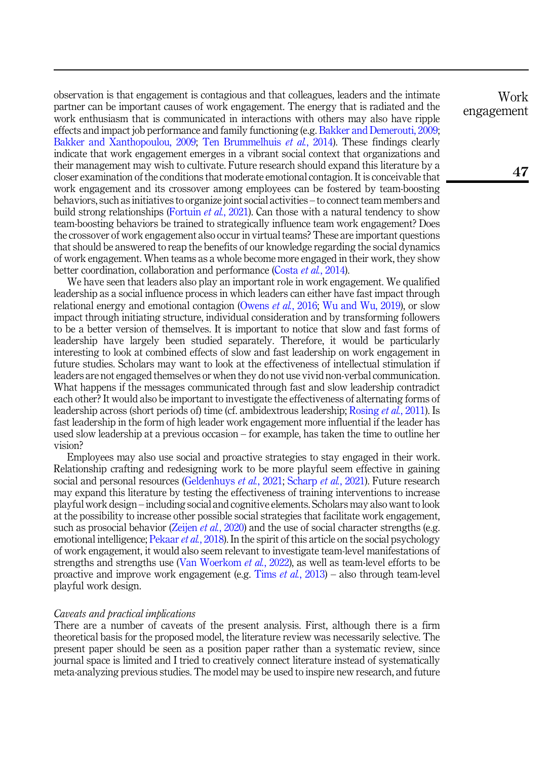observation is that engagement is contagious and that colleagues, leaders and the intimate partner can be important causes of work engagement. The energy that is radiated and the work enthusiasm that is communicated in interactions with others may also have ripple effects and impact job performance and family functioning (e.g. Bakker and Demerouti, 2009; Bakker and Xanthopoulou, 2009; Ten Brummelhuis *et al.*, 2014). These findings clearly indicate that work engagement emerges in a vibrant social context that organizations and their management may wish to cultivate. Future research should expand this literature by a closer examination of the conditions that moderate emotional contagion. It is conceivable that work engagement and its crossover among employees can be fostered by team-boosting behaviors, such as initiatives to organize joint social activities – to connect team members and build strong relationships (Fortuin *et al.*, 2021). Can those with a natural tendency to show team-boosting behaviors be trained to strategically influence team work engagement? Does the crossover of work engagement also occur in virtual teams? These are important questions that should be answered to reap the benefits of our knowledge regarding the social dynamics of work engagement. When teams as a whole become more engaged in their work, they show better coordination, collaboration and performance (Costa *et al.*, 2014).

We have seen that leaders also play an important role in work engagement. We qualified leadership as a social influence process in which leaders can either have fast impact through relational energy and emotional contagion (Owens *et al.*, 2016; Wu and Wu, 2019), or slow impact through initiating structure, individual consideration and by transforming followers to be a better version of themselves. It is important to notice that slow and fast forms of leadership have largely been studied separately. Therefore, it would be particularly interesting to look at combined effects of slow and fast leadership on work engagement in future studies. Scholars may want to look at the effectiveness of intellectual stimulation if leaders are not engaged themselves or when they do not use vivid non-verbal communication. What happens if the messages communicated through fast and slow leadership contradict each other? It would also be important to investigate the effectiveness of alternating forms of leadership across (short periods of) time (cf. ambidextrous leadership; Rosing *et al.*, 2011). Is fast leadership in the form of high leader work engagement more influential if the leader has used slow leadership at a previous occasion – for example, has taken the time to outline her vision?

Employees may also use social and proactive strategies to stay engaged in their work. Relationship crafting and redesigning work to be more playful seem effective in gaining social and personal resources (Geldenhuys *et al.*, 2021; Scharp *et al.*, 2021). Future research may expand this literature by testing the effectiveness of training interventions to increase playful work design – including social and cognitive elements. Scholars may also want to look at the possibility to increase other possible social strategies that facilitate work engagement, such as prosocial behavior (Zeijen *et al.*, 2020) and the use of social character strengths (e.g. emotional intelligence; Pekaar *et al.*, 2018). In the spirit of this article on the social psychology of work engagement, it would also seem relevant to investigate team-level manifestations of strengths and strengths use (Van Woerkom *et al.*, 2022), as well as team-level efforts to be proactive and improve work engagement (e.g. Tims *et al.*, 2013) – also through team-level playful work design.

### *Caveats and practical implications*

There are a number of caveats of the present analysis. First, although there is a firm theoretical basis for the proposed model, the literature review was necessarily selective. The present paper should be seen as a position paper rather than a systematic review, since journal space is limited and I tried to creatively connect literature instead of systematically meta-analyzing previous studies. The model may be used to inspire new research, and future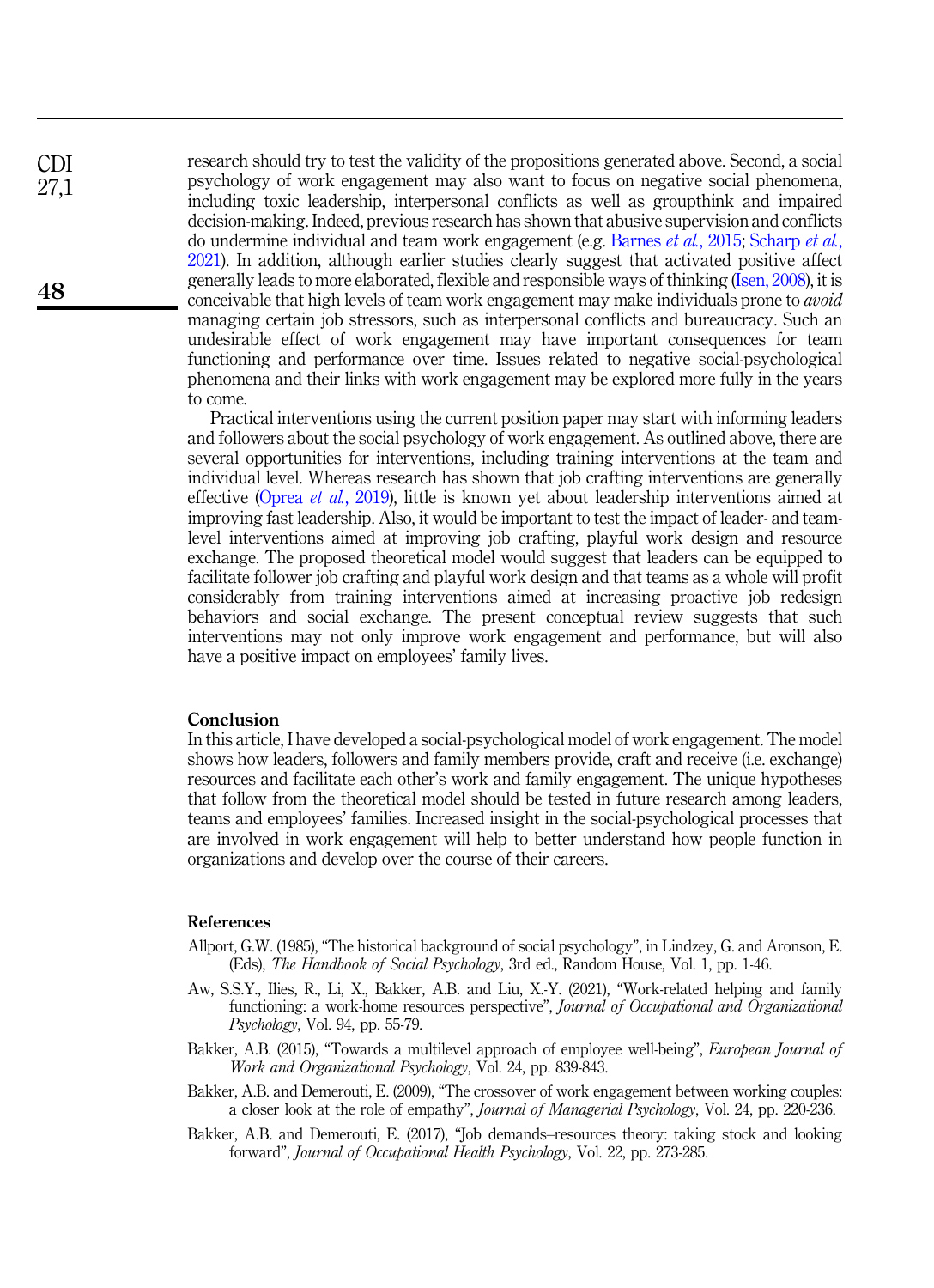research should try to test the validity of the propositions generated above. Second, a social psychology of work engagement may also want to focus on negative social phenomena, including toxic leadership, interpersonal conflicts as well as groupthink and impaired decision-making. Indeed, previous research has shown that abusive supervision and conflicts do undermine individual and team work engagement (e.g. Barnes *et al.*, 2015; Scharp *et al.*, 2021). In addition, although earlier studies clearly suggest that activated positive affect generally leads to more elaborated, flexible and responsible ways of thinking (Isen, 2008), it is conceivable that high levels of team work engagement may make individuals prone to *avoid* managing certain job stressors, such as interpersonal conflicts and bureaucracy. Such an undesirable effect of work engagement may have important consequences for team functioning and performance over time. Issues related to negative social-psychological phenomena and their links with work engagement may be explored more fully in the years to come.

Practical interventions using the current position paper may start with informing leaders and followers about the social psychology of work engagement. As outlined above, there are several opportunities for interventions, including training interventions at the team and individual level. Whereas research has shown that job crafting interventions are generally effective (Oprea *et al.*, 2019), little is known yet about leadership interventions aimed at improving fast leadership. Also, it would be important to test the impact of leader- and team-level interventions aimed at improving job crafting, playful work design and resource exchange. The proposed theoretical model would suggest that leaders can be equipped to facilitate follower job crafting and playful work design and that teams as a whole will profit considerably from training interventions aimed at increasing proactive job redesign behaviors and social exchange. The present conceptual review suggests that such interventions may not only improve work engagement and performance, but will also have a positive impact on employees' family lives.

## Conclusion

In this article, I have developed a social-psychological model of work engagement. The model shows how leaders, followers and family members provide, craft and receive (i.e. exchange) resources and facilitate each other's work and family engagement. The unique hypotheses that follow from the theoretical model should be tested in future research among leaders, teams and employees' families. Increased insight in the social-psychological processes that are involved in work engagement will help to better understand how people function in organizations and develop over the course of their careers.

## References

Allport, G.W. (1985), "The historical background of social psychology", in Lindzey, G. and Aronson, E. (Eds), *The Handbook of Social Psychology*, 3rd ed., Random House, Vol. 1, pp. 1-46.

Aw, S.S.Y., Ilies, R., Li, X., Bakker, A.B. and Liu, X.-Y. (2021), "Work-related helping and family functioning: a work-home resources perspective", *Journal of Occupational and Organizational Psychology*, Vol. 94, pp. 55-79.

Bakker, A.B. (2015), "Towards a multilevel approach of employee well-being", *European Journal of Work and Organizational Psychology*, Vol. 24, pp. 839-843.

Bakker, A.B. and Demerouti, E. (2009), "The crossover of work engagement between working couples: a closer look at the role of empathy", *Journal of Managerial Psychology*, Vol. 24, pp. 220-236.

Bakker, A.B. and Demerouti, E. (2017), "Job demands–resources theory: taking stock and looking forward", *Journal of Occupational Health Psychology*, Vol. 22, pp. 273-285.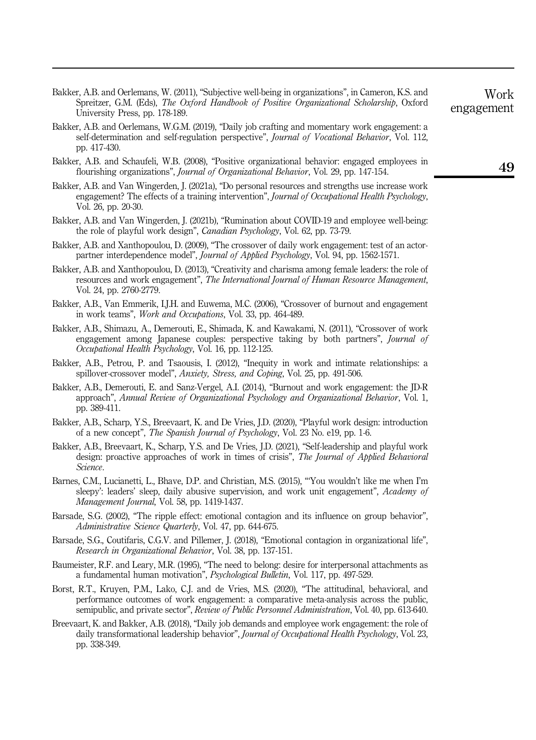Bakker, A.B. and Oerlemans, W. (2011), "Subjective well-being in organizations", in Cameron, K.S. and Spreitzer, G.M. (Eds), *The Oxford Handbook of Positive Organizational Scholarship*, Oxford University Press, pp. 178-189.

Bakker, A.B. and Oerlemans, W.G.M. (2019), "Daily job crafting and momentary work engagement: a self-determination and self-regulation perspective", *Journal of Vocational Behavior*, Vol. 112, pp. 417-430.

Bakker, A.B. and Schaufeli, W.B. (2008), "Positive organizational behavior: engaged employees in flourishing organizations", *Journal of Organizational Behavior*, Vol. 29, pp. 147-154.

Bakker, A.B. and Van Wingerden, J. (2021a), "Do personal resources and strengths use increase work engagement? The effects of a training intervention", *Journal of Occupational Health Psychology*, Vol. 26, pp. 20-30.

Bakker, A.B. and Van Wingerden, J. (2021b), "Rumination about COVID-19 and employee well-being: the role of playful work design", *Canadian Psychology*, Vol. 62, pp. 73-79.

Bakker, A.B. and Xanthopoulou, D. (2009), "The crossover of daily work engagement: test of an actor-partner interdependence model", *Journal of Applied Psychology*, Vol. 94, pp. 1562-1571.

Bakker, A.B. and Xanthopoulou, D. (2013), "Creativity and charisma among female leaders: the role of resources and work engagement", *The International Journal of Human Resource Management*, Vol. 24, pp. 2760-2779.

Bakker, A.B., Van Emmerik, I.J.H. and Euwema, M.C. (2006), "Crossover of burnout and engagement in work teams", *Work and Occupations*, Vol. 33, pp. 464-489.

Bakker, A.B., Shimazu, A., Demerouti, E., Shimada, K. and Kawakami, N. (2011), "Crossover of work engagement among Japanese couples: perspective taking by both partners", *Journal of Occupational Health Psychology*, Vol. 16, pp. 112-125.

Bakker, A.B., Petrou, P. and Tsaousis, I. (2012), "Inequity in work and intimate relationships: a spillover-crossover model", *Anxiety, Stress, and Coping*, Vol. 25, pp. 491-506.

Bakker, A.B., Demerouti, E. and Sanz-Vergel, A.I. (2014), "Burnout and work engagement: the JD-R approach", *Annual Review of Organizational Psychology and Organizational Behavior*, Vol. 1, pp. 389-411.

Bakker, A.B., Scharp, Y.S., Breevaart, K. and De Vries, J.D. (2020), "Playful work design: introduction of a new concept", *The Spanish Journal of Psychology*, Vol. 23 No. e19, pp. 1-6.

Bakker, A.B., Breevaart, K., Scharp, Y.S. and De Vries, J.D. (2021), "Self-leadership and playful work design: proactive approaches of work in times of crisis", *The Journal of Applied Behavioral Science*.

Barnes, C.M., Lucianetti, L., Bhave, D.P. and Christian, M.S. (2015), "'You wouldn't like me when I'm sleepy': leaders' sleep, daily abusive supervision, and work unit engagement", *Academy of Management Journal*, Vol. 58, pp. 1419-1437.

Barsade, S.G. (2002), "The ripple effect: emotional contagion and its influence on group behavior", *Administrative Science Quarterly*, Vol. 47, pp. 644-675.

Barsade, S.G., Coutifaris, C.G.V. and Pillemer, J. (2018), "Emotional contagion in organizational life", *Research in Organizational Behavior*, Vol. 38, pp. 137-151.

Baumeister, R.F. and Leary, M.R. (1995), "The need to belong: desire for interpersonal attachments as a fundamental human motivation", *Psychological Bulletin*, Vol. 117, pp. 497-529.

Borst, R.T., Kruyen, P.M., Lako, C.J. and de Vries, M.S. (2020), "The attitudinal, behavioral, and performance outcomes of work engagement: a comparative meta-analysis across the public, semipublic, and private sector", *Review of Public Personnel Administration*, Vol. 40, pp. 613-640.

Breevaart, K. and Bakker, A.B. (2018), "Daily job demands and employee work engagement: the role of daily transformational leadership behavior", *Journal of Occupational Health Psychology*, Vol. 23, pp. 338-349.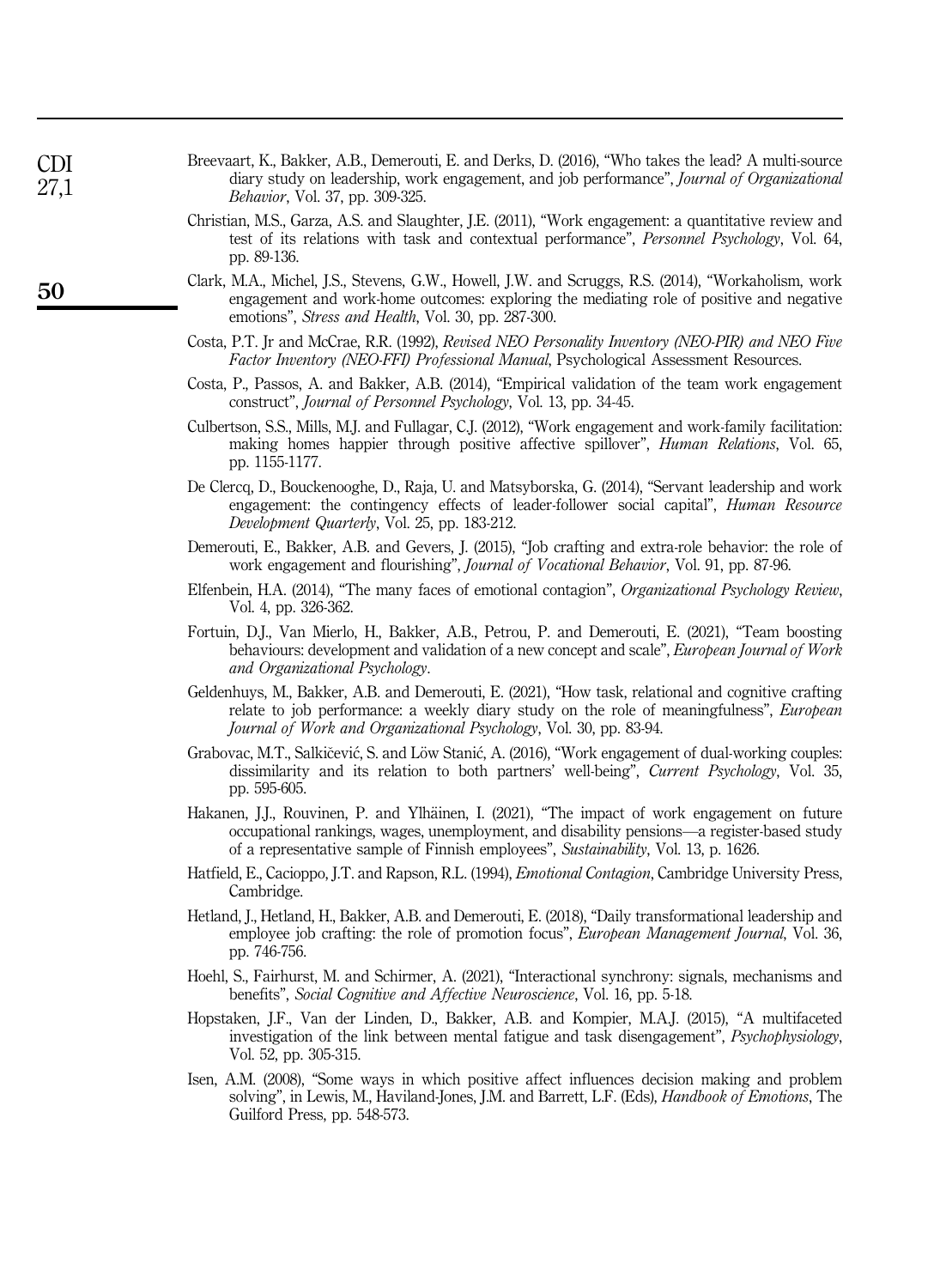Breevaart, K., Bakker, A.B., Demerouti, E. and Derks, D. (2016), "Who takes the lead? A multi-source diary study on leadership, work engagement, and job performance", *Journal of Organizational Behavior*, Vol. 37, pp. 309-325.

Christian, M.S., Garza, A.S. and Slaughter, J.E. (2011), "Work engagement: a quantitative review and test of its relations with task and contextual performance", *Personnel Psychology*, Vol. 64, pp. 89-136.

Clark, M.A., Michel, J.S., Stevens, G.W., Howell, J.W. and Scruggs, R.S. (2014), "Workaholism, work engagement and work-home outcomes: exploring the mediating role of positive and negative emotions", *Stress and Health*, Vol. 30, pp. 287-300.

Costa, P.T. Jr and McCrae, R.R. (1992), *Revised NEO Personality Inventory (NEO-PIR) and NEO Five Factor Inventory (NEO-FFI) Professional Manual*, Psychological Assessment Resources.

Costa, P., Passos, A. and Bakker, A.B. (2014), "Empirical validation of the team work engagement construct", *Journal of Personnel Psychology*, Vol. 13, pp. 34-45.

Culbertson, S.S., Mills, M.J. and Fullagar, C.J. (2012), "Work engagement and work-family facilitation: making homes happier through positive affective spillover", *Human Relations*, Vol. 65, pp. 1155-1177.

De Clercq, D., Bouckenooghe, D., Raja, U. and Matsyborska, G. (2014), "Servant leadership and work engagement: the contingency effects of leader-follower social capital", *Human Resource Development Quarterly*, Vol. 25, pp. 183-212.

Demerouti, E., Bakker, A.B. and Gevers, J. (2015), "Job crafting and extra-role behavior: the role of work engagement and flourishing", *Journal of Vocational Behavior*, Vol. 91, pp. 87-96.

Elfenbein, H.A. (2014), "The many faces of emotional contagion", *Organizational Psychology Review*, Vol. 4, pp. 326-362.

Fortuin, D.J., Van Mierlo, H., Bakker, A.B., Petrou, P. and Demerouti, E. (2021), "Team boosting behaviours: development and validation of a new concept and scale", *European Journal of Work and Organizational Psychology*.

Geldenhuys, M., Bakker, A.B. and Demerouti, E. (2021), "How task, relational and cognitive crafting relate to job performance: a weekly diary study on the role of meaningfulness", *European Journal of Work and Organizational Psychology*, Vol. 30, pp. 83-94.

Grabovac, M.T., Salkičević, S. and Löw Stanić, A. (2016), "Work engagement of dual-working couples: dissimilarity and its relation to both partners' well-being", *Current Psychology*, Vol. 35, pp. 595-605.

Hakanen, J.J., Rouvinen, P. and Ylhäinen, I. (2021), "The impact of work engagement on future occupational rankings, wages, unemployment, and disability pensions—a register-based study of a representative sample of Finnish employees", *Sustainability*, Vol. 13, p. 1626.

Hatfield, E., Cacioppo, J.T. and Rapson, R.L. (1994), *Emotional Contagion*, Cambridge University Press, Cambridge.

Hetland, J., Hetland, H., Bakker, A.B. and Demerouti, E. (2018), "Daily transformational leadership and employee job crafting: the role of promotion focus", *European Management Journal*, Vol. 36, pp. 746-756.

Hoehl, S., Fairhurst, M. and Schirmer, A. (2021), "Interactional synchrony: signals, mechanisms and benefits", *Social Cognitive and Affective Neuroscience*, Vol. 16, pp. 5-18.

Hopstaken, J.F., Van der Linden, D., Bakker, A.B. and Kompier, M.A.J. (2015), "A multifaceted investigation of the link between mental fatigue and task disengagement", *Psychophysiology*, Vol. 52, pp. 305-315.

Isen, A.M. (2008), "Some ways in which positive affect influences decision making and problem solving", in Lewis, M., Haviland-Jones, J.M. and Barrett, L.F. (Eds), *Handbook of Emotions*, The Guilford Press, pp. 548-573.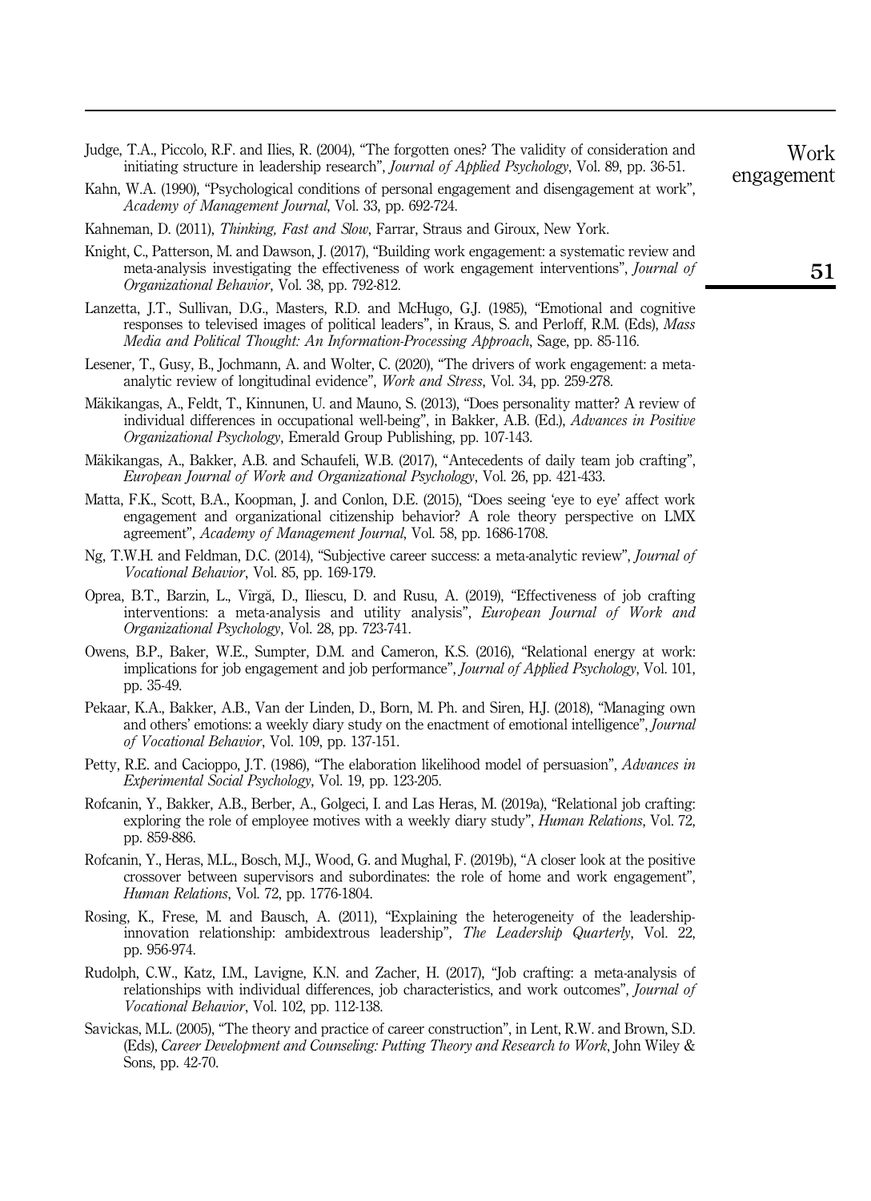Judge, T.A., Piccolo, R.F. and Ilies, R. (2004), "The forgotten ones? The validity of consideration and initiating structure in leadership research", *Journal of Applied Psychology*, Vol. 89, pp. 36-51.

Kahn, W.A. (1990), "Psychological conditions of personal engagement and disengagement at work", *Academy of Management Journal*, Vol. 33, pp. 692-724.

Kahneman, D. (2011), *Thinking, Fast and Slow*, Farrar, Straus and Giroux, New York.

Knight, C., Patterson, M. and Dawson, J. (2017), "Building work engagement: a systematic review and meta-analysis investigating the effectiveness of work engagement interventions", *Journal of Organizational Behavior*, Vol. 38, pp. 792-812.

Lanzetta, J.T., Sullivan, D.G., Masters, R.D. and McHugo, G.J. (1985), "Emotional and cognitive responses to televised images of political leaders", in Kraus, S. and Perloff, R.M. (Eds), *Mass Media and Political Thought: An Information-Processing Approach*, Sage, pp. 85-116.

Lesener, T., Gusy, B., Jochmann, A. and Wolter, C. (2020), "The drivers of work engagement: a meta-analytic review of longitudinal evidence", *Work and Stress*, Vol. 34, pp. 259-278.

Mäkikangas, A., Feldt, T., Kinnunen, U. and Mauno, S. (2013), "Does personality matter? A review of individual differences in occupational well-being", in Bakker, A.B. (Ed.), *Advances in Positive Organizational Psychology*, Emerald Group Publishing, pp. 107-143.

Mäkikangas, A., Bakker, A.B. and Schaufeli, W.B. (2017), "Antecedents of daily team job crafting", *European Journal of Work and Organizational Psychology*, Vol. 26, pp. 421-433.

Matta, F.K., Scott, B.A., Koopman, J. and Conlon, D.E. (2015), "Does seeing 'eye to eye' affect work engagement and organizational citizenship behavior? A role theory perspective on LMX agreement", *Academy of Management Journal*, Vol. 58, pp. 1686-1708.

Ng, T.W.H. and Feldman, D.C. (2014), "Subjective career success: a meta-analytic review", *Journal of Vocational Behavior*, Vol. 85, pp. 169-179.

Oprea, B.T., Barzin, L., Vîrgă, D., Iliescu, D. and Rusu, A. (2019), "Effectiveness of job crafting interventions: a meta-analysis and utility analysis", *European Journal of Work and Organizational Psychology*, Vol. 28, pp. 723-741.

Owens, B.P., Baker, W.E., Sumpter, D.M. and Cameron, K.S. (2016), "Relational energy at work: implications for job engagement and job performance", *Journal of Applied Psychology*, Vol. 101, pp. 35-49.

Pekaar, K.A., Bakker, A.B., Van der Linden, D., Born, M. Ph. and Siren, H.J. (2018), "Managing own and others' emotions: a weekly diary study on the enactment of emotional intelligence", *Journal of Vocational Behavior*, Vol. 109, pp. 137-151.

Petty, R.E. and Cacioppo, J.T. (1986), "The elaboration likelihood model of persuasion", *Advances in Experimental Social Psychology*, Vol. 19, pp. 123-205.

Rofcanin, Y., Bakker, A.B., Berber, A., Golgeci, I. and Las Heras, M. (2019a), "Relational job crafting: exploring the role of employee motives with a weekly diary study", *Human Relations*, Vol. 72, pp. 859-886.

Rofcanin, Y., Heras, M.L., Bosch, M.J., Wood, G. and Mughal, F. (2019b), "A closer look at the positive crossover between supervisors and subordinates: the role of home and work engagement", *Human Relations*, Vol. 72, pp. 1776-1804.

Rosing, K., Frese, M. and Bausch, A. (2011), "Explaining the heterogeneity of the leadership-innovation relationship: ambidextrous leadership", *The Leadership Quarterly*, Vol. 22, pp. 956-974.

Rudolph, C.W., Katz, I.M., Lavigne, K.N. and Zacher, H. (2017), "Job crafting: a meta-analysis of relationships with individual differences, job characteristics, and work outcomes", *Journal of Vocational Behavior*, Vol. 102, pp. 112-138.

Savickas, M.L. (2005), "The theory and practice of career construction", in Lent, R.W. and Brown, S.D. (Eds), *Career Development and Counseling: Putting Theory and Research to Work*, John Wiley & Sons, pp. 42-70.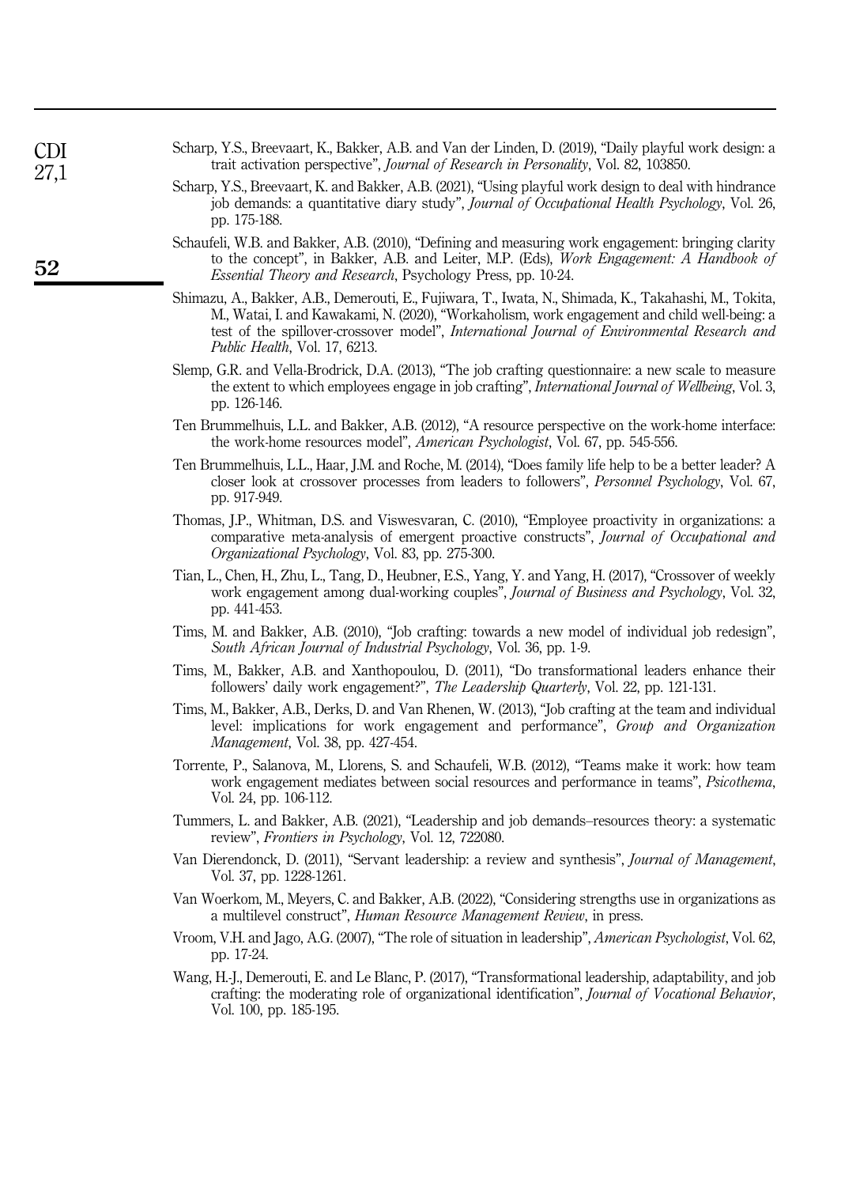Scharp, Y.S., Breevaart, K., Bakker, A.B. and Van der Linden, D. (2019), "Daily playful work design: a trait activation perspective", *Journal of Research in Personality*, Vol. 82, 103850.

Scharp, Y.S., Breevaart, K. and Bakker, A.B. (2021), "Using playful work design to deal with hindrance job demands: a quantitative diary study", *Journal of Occupational Health Psychology*, Vol. 26, pp. 175-188.

Schaufeli, W.B. and Bakker, A.B. (2010), "Defining and measuring work engagement: bringing clarity to the concept", in Bakker, A.B. and Leiter, M.P. (Eds), *Work Engagement: A Handbook of Essential Theory and Research*, Psychology Press, pp. 10-24.

Shimazu, A., Bakker, A.B., Demerouti, E., Fujiwara, T., Iwata, N., Shimada, K., Takahashi, M., Tokita, M., Watai, I. and Kawakami, N. (2020), "Workaholism, work engagement and child well-being: a test of the spillover-crossover model", *International Journal of Environmental Research and Public Health*, Vol. 17, 6213.

Slemp, G.R. and Vella-Brodrick, D.A. (2013), "The job crafting questionnaire: a new scale to measure the extent to which employees engage in job crafting", *International Journal of Wellbeing*, Vol. 3, pp. 126-146.

Ten Brummelhuis, L.L. and Bakker, A.B. (2012), "A resource perspective on the work-home interface: the work-home resources model", *American Psychologist*, Vol. 67, pp. 545-556.

Ten Brummelhuis, L.L., Haar, J.M. and Roche, M. (2014), "Does family life help to be a better leader? A closer look at crossover processes from leaders to followers", *Personnel Psychology*, Vol. 67, pp. 917-949.

Thomas, J.P., Whitman, D.S. and Viswesvaran, C. (2010), "Employee proactivity in organizations: a comparative meta-analysis of emergent proactive constructs", *Journal of Occupational and Organizational Psychology*, Vol. 83, pp. 275-300.

Tian, L., Chen, H., Zhu, L., Tang, D., Heubner, E.S., Yang, Y. and Yang, H. (2017), "Crossover of weekly work engagement among dual-working couples", *Journal of Business and Psychology*, Vol. 32, pp. 441-453.

Tims, M. and Bakker, A.B. (2010), "Job crafting: towards a new model of individual job redesign", *South African Journal of Industrial Psychology*, Vol. 36, pp. 1-9.

Tims, M., Bakker, A.B. and Xanthopoulou, D. (2011), "Do transformational leaders enhance their followers' daily work engagement?", *The Leadership Quarterly*, Vol. 22, pp. 121-131.

Tims, M., Bakker, A.B., Derks, D. and Van Rhenen, W. (2013), "Job crafting at the team and individual level: implications for work engagement and performance", *Group and Organization Management*, Vol. 38, pp. 427-454.

Torrente, P., Salanova, M., Llorens, S. and Schaufeli, W.B. (2012), "Teams make it work: how team work engagement mediates between social resources and performance in teams", *Psicothema*, Vol. 24, pp. 106-112.

Tummers, L. and Bakker, A.B. (2021), "Leadership and job demands–resources theory: a systematic review", *Frontiers in Psychology*, Vol. 12, 722080.

Van Dierendonck, D. (2011), "Servant leadership: a review and synthesis", *Journal of Management*, Vol. 37, pp. 1228-1261.

Van Woerkom, M., Meyers, C. and Bakker, A.B. (2022), "Considering strengths use in organizations as a multilevel construct", *Human Resource Management Review*, in press.

Vroom, V.H. and Jago, A.G. (2007), "The role of situation in leadership", *American Psychologist*, Vol. 62, pp. 17-24.

Wang, H.-J., Demerouti, E. and Le Blanc, P. (2017), "Transformational leadership, adaptability, and job crafting: the moderating role of organizational identification", *Journal of Vocational Behavior*, Vol. 100, pp. 185-195.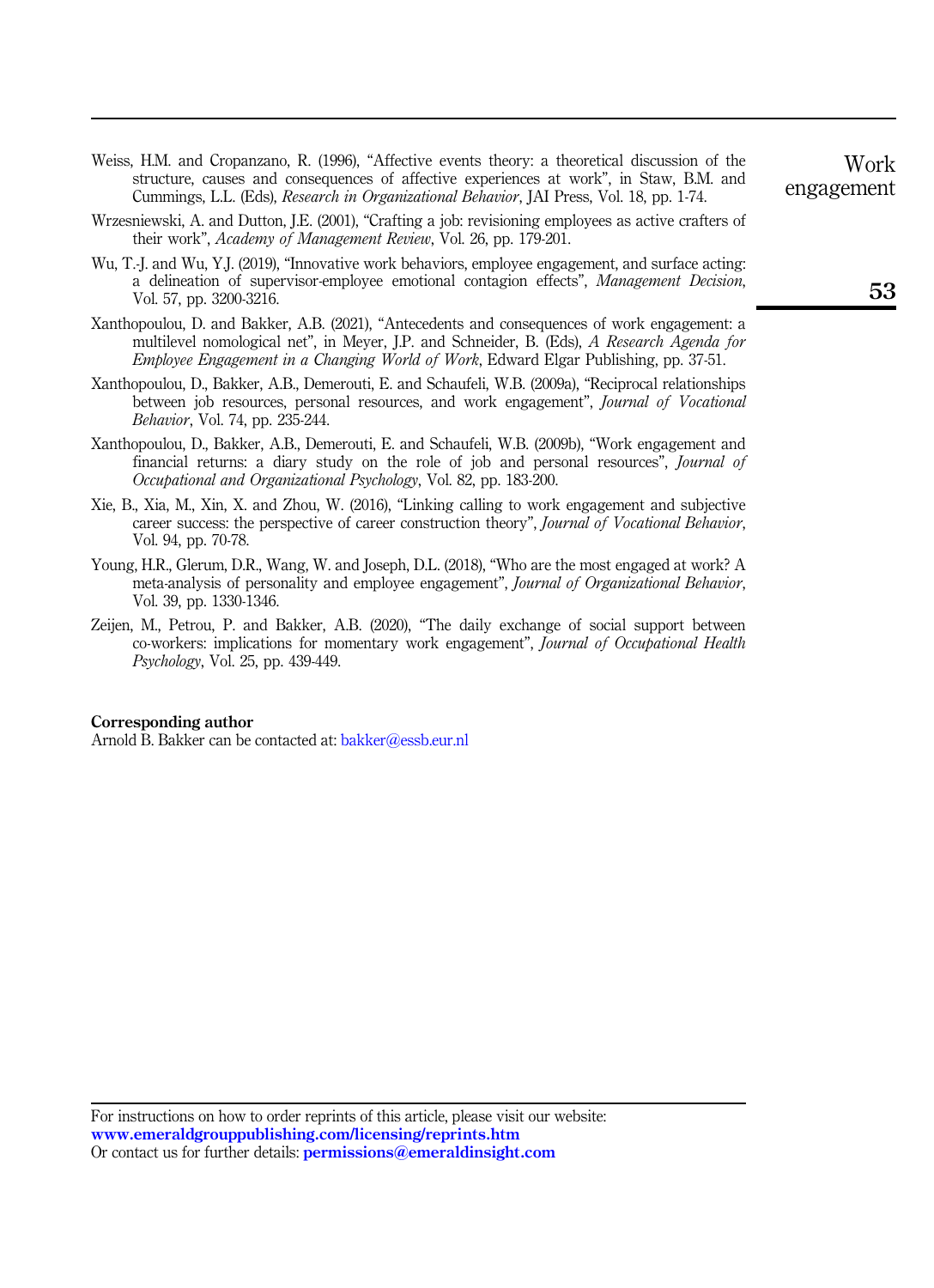Weiss, H.M. and Cropanzano, R. (1996), "Affective events theory: a theoretical discussion of the structure, causes and consequences of affective experiences at work", in Staw, B.M. and Cummings, L.L. (Eds), *Research in Organizational Behavior*, JAI Press, Vol. 18, pp. 1-74.

Wrzesniewski, A. and Dutton, J.E. (2001), "Crafting a job: revisioning employees as active crafters of their work", *Academy of Management Review*, Vol. 26, pp. 179-201.

Wu, T.-J. and Wu, Y.J. (2019), "Innovative work behaviors, employee engagement, and surface acting: a delineation of supervisor-employee emotional contagion effects", *Management Decision*, Vol. 57, pp. 3200-3216.

Xanthopoulou, D. and Bakker, A.B. (2021), "Antecedents and consequences of work engagement: a multilevel nomological net", in Meyer, J.P. and Schneider, B. (Eds), *A Research Agenda for Employee Engagement in a Changing World of Work*, Edward Elgar Publishing, pp. 37-51.

Xanthopoulou, D., Bakker, A.B., Demerouti, E. and Schaufeli, W.B. (2009a), "Reciprocal relationships between job resources, personal resources, and work engagement", *Journal of Vocational Behavior*, Vol. 74, pp. 235-244.

Xanthopoulou, D., Bakker, A.B., Demerouti, E. and Schaufeli, W.B. (2009b), "Work engagement and financial returns: a diary study on the role of job and personal resources", *Journal of Occupational and Organizational Psychology*, Vol. 82, pp. 183-200.

Xie, B., Xia, M., Xin, X. and Zhou, W. (2016), "Linking calling to work engagement and subjective career success: the perspective of career construction theory", *Journal of Vocational Behavior*, Vol. 94, pp. 70-78.

Young, H.R., Glerum, D.R., Wang, W. and Joseph, D.L. (2018), "Who are the most engaged at work? A meta-analysis of personality and employee engagement", *Journal of Organizational Behavior*, Vol. 39, pp. 1330-1346.

Zeijen, M., Petrou, P. and Bakker, A.B. (2020), "The daily exchange of social support between co-workers: implications for momentary work engagement", *Journal of Occupational Health Psychology*, Vol. 25, pp. 439-449.

**Corresponding author**

Arnold B. Bakker can be contacted at: bakker@essb.eur.nl

For instructions on how to order reprints of this article, please visit our website:
**www.emeraldgrouppublishing.com/licensing/reprints.htm**
Or contact us for further details: **permissions@emeraldinsight.com**